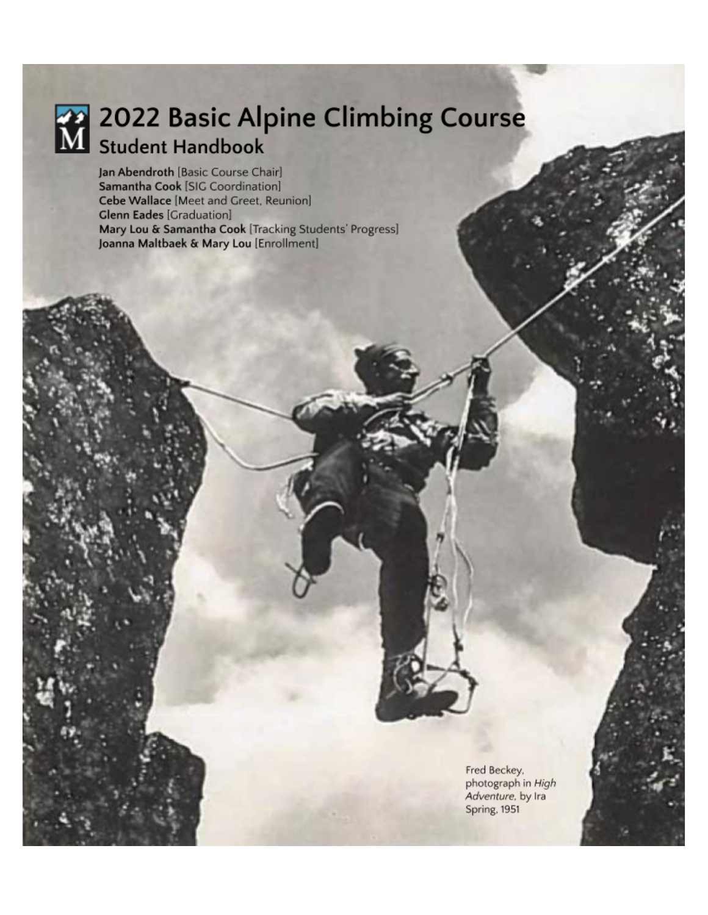# 2022 Basic Alpine Climbing Course

## Student Handbook

**Jan Abendroth** [Basic Course Chair]
**Samantha Cook** [SIG Coordination]
**Cebe Wallace** [Meet and Greet, Reunion]
**Glenn Eades** [Graduation]
**Mary Lou & Samantha Cook** [Tracking Students' Progress]
**Joanna Maltbaek & Mary Lou** [Enrollment]

Fred Beckey, photograph in *High Adventure*, by Ira Spring, 1951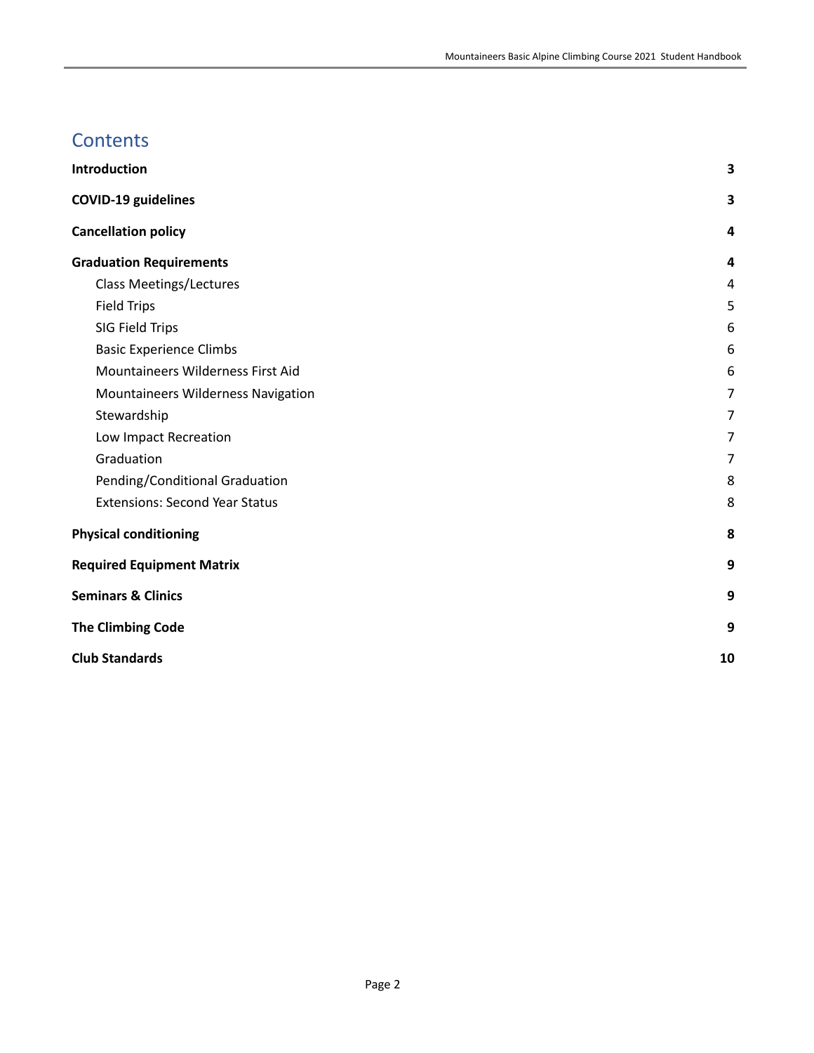# Contents

| | |
|---|---|
| **Introduction** | **3** |
| **COVID-19 guidelines** | **3** |
| **Cancellation policy** | **4** |
| **Graduation Requirements** | **4** |
| Class Meetings/Lectures | 4 |
| Field Trips | 5 |
| SIG Field Trips | 6 |
| Basic Experience Climbs | 6 |
| Mountaineers Wilderness First Aid | 6 |
| Mountaineers Wilderness Navigation | 7 |
| Stewardship | 7 |
| Low Impact Recreation | 7 |
| Graduation | 7 |
| Pending/Conditional Graduation | 8 |
| Extensions: Second Year Status | 8 |
| **Physical conditioning** | **8** |
| **Required Equipment Matrix** | **9** |
| **Seminars & Clinics** | **9** |
| **The Climbing Code** | **9** |
| **Club Standards** | **10** |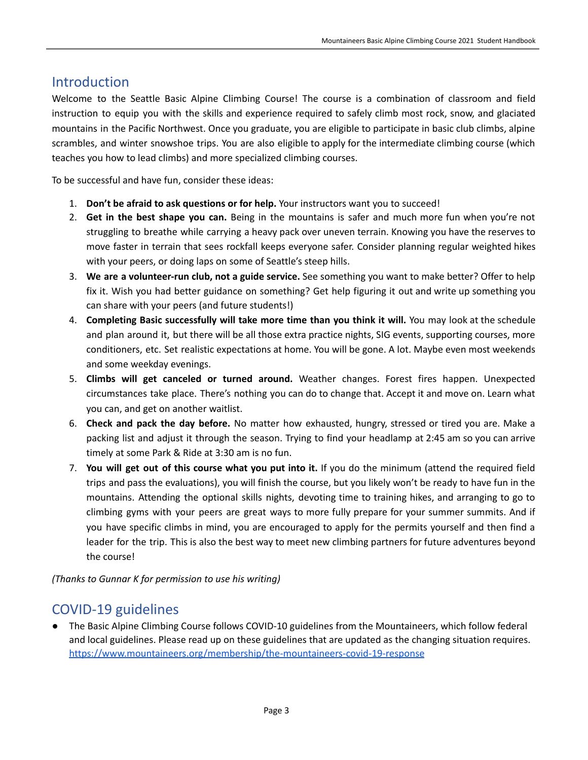## Introduction

Welcome to the Seattle Basic Alpine Climbing Course! The course is a combination of classroom and field instruction to equip you with the skills and experience required to safely climb most rock, snow, and glaciated mountains in the Pacific Northwest. Once you graduate, you are eligible to participate in basic club climbs, alpine scrambles, and winter snowshoe trips. You are also eligible to apply for the intermediate climbing course (which teaches you how to lead climbs) and more specialized climbing courses.

To be successful and have fun, consider these ideas:

1. **Don't be afraid to ask questions or for help.** Your instructors want you to succeed!
2. **Get in the best shape you can.** Being in the mountains is safer and much more fun when you're not struggling to breathe while carrying a heavy pack over uneven terrain. Knowing you have the reserves to move faster in terrain that sees rockfall keeps everyone safer. Consider planning regular weighted hikes with your peers, or doing laps on some of Seattle's steep hills.
3. **We are a volunteer-run club, not a guide service.** See something you want to make better? Offer to help fix it. Wish you had better guidance on something? Get help figuring it out and write up something you can share with your peers (and future students!)
4. **Completing Basic successfully will take more time than you think it will.** You may look at the schedule and plan around it, but there will be all those extra practice nights, SIG events, supporting courses, more conditioners, etc. Set realistic expectations at home. You will be gone. A lot. Maybe even most weekends and some weekday evenings.
5. **Climbs will get canceled or turned around.** Weather changes. Forest fires happen. Unexpected circumstances take place. There's nothing you can do to change that. Accept it and move on. Learn what you can, and get on another waitlist.
6. **Check and pack the day before.** No matter how exhausted, hungry, stressed or tired you are. Make a packing list and adjust it through the season. Trying to find your headlamp at 2:45 am so you can arrive timely at some Park & Ride at 3:30 am is no fun.
7. **You will get out of this course what you put into it.** If you do the minimum (attend the required field trips and pass the evaluations), you will finish the course, but you likely won't be ready to have fun in the mountains. Attending the optional skills nights, devoting time to training hikes, and arranging to go to climbing gyms with your peers are great ways to more fully prepare for your summer summits. And if you have specific climbs in mind, you are encouraged to apply for the permits yourself and then find a leader for the trip. This is also the best way to meet new climbing partners for future adventures beyond the course!

*(Thanks to Gunnar K for permission to use his writing)*

## COVID-19 guidelines

- The Basic Alpine Climbing Course follows COVID-10 guidelines from the Mountaineers, which follow federal and local guidelines. Please read up on these guidelines that are updated as the changing situation requires. https://www.mountaineers.org/membership/the-mountaineers-covid-19-response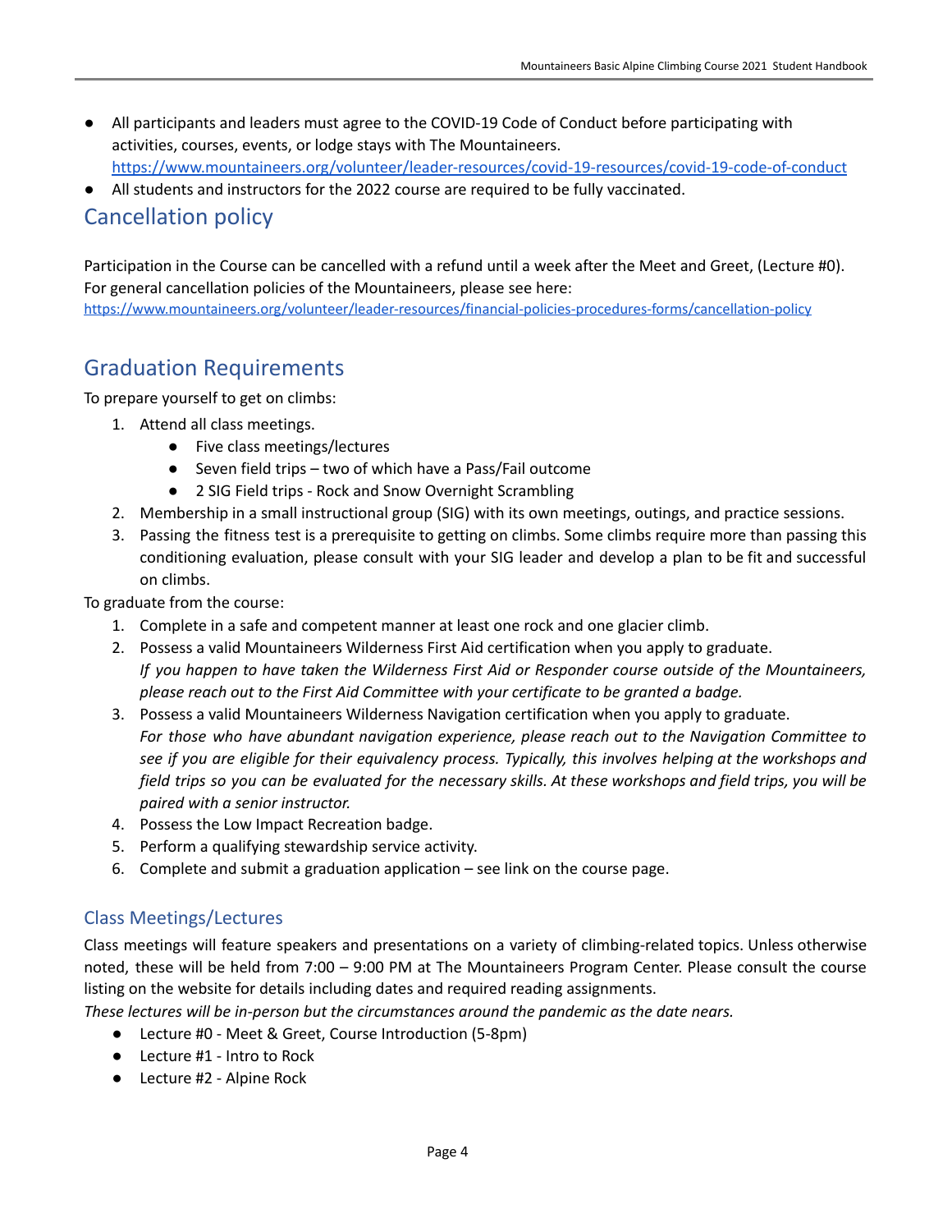- All participants and leaders must agree to the COVID-19 Code of Conduct before participating with activities, courses, events, or lodge stays with The Mountaineers. https://www.mountaineers.org/volunteer/leader-resources/covid-19-resources/covid-19-code-of-conduct
- All students and instructors for the 2022 course are required to be fully vaccinated.

## Cancellation policy

Participation in the Course can be cancelled with a refund until a week after the Meet and Greet, (Lecture #0). For general cancellation policies of the Mountaineers, please see here: https://www.mountaineers.org/volunteer/leader-resources/financial-policies-procedures-forms/cancellation-policy

## Graduation Requirements

To prepare yourself to get on climbs:

1. Attend all class meetings.
   - Five class meetings/lectures
   - Seven field trips – two of which have a Pass/Fail outcome
   - 2 SIG Field trips - Rock and Snow Overnight Scrambling
2. Membership in a small instructional group (SIG) with its own meetings, outings, and practice sessions.
3. Passing the fitness test is a prerequisite to getting on climbs. Some climbs require more than passing this conditioning evaluation, please consult with your SIG leader and develop a plan to be fit and successful on climbs.

To graduate from the course:

1. Complete in a safe and competent manner at least one rock and one glacier climb.
2. Possess a valid Mountaineers Wilderness First Aid certification when you apply to graduate.
   *If you happen to have taken the Wilderness First Aid or Responder course outside of the Mountaineers, please reach out to the First Aid Committee with your certificate to be granted a badge.*
3. Possess a valid Mountaineers Wilderness Navigation certification when you apply to graduate.
   *For those who have abundant navigation experience, please reach out to the Navigation Committee to see if you are eligible for their equivalency process. Typically, this involves helping at the workshops and field trips so you can be evaluated for the necessary skills. At these workshops and field trips, you will be paired with a senior instructor.*
4. Possess the Low Impact Recreation badge.
5. Perform a qualifying stewardship service activity.
6. Complete and submit a graduation application – see link on the course page.

### Class Meetings/Lectures

Class meetings will feature speakers and presentations on a variety of climbing-related topics. Unless otherwise noted, these will be held from 7:00 – 9:00 PM at The Mountaineers Program Center. Please consult the course listing on the website for details including dates and required reading assignments.

*These lectures will be in-person but the circumstances around the pandemic as the date nears.*

- Lecture #0 - Meet & Greet, Course Introduction (5-8pm)
- Lecture #1 - Intro to Rock
- Lecture #2 - Alpine Rock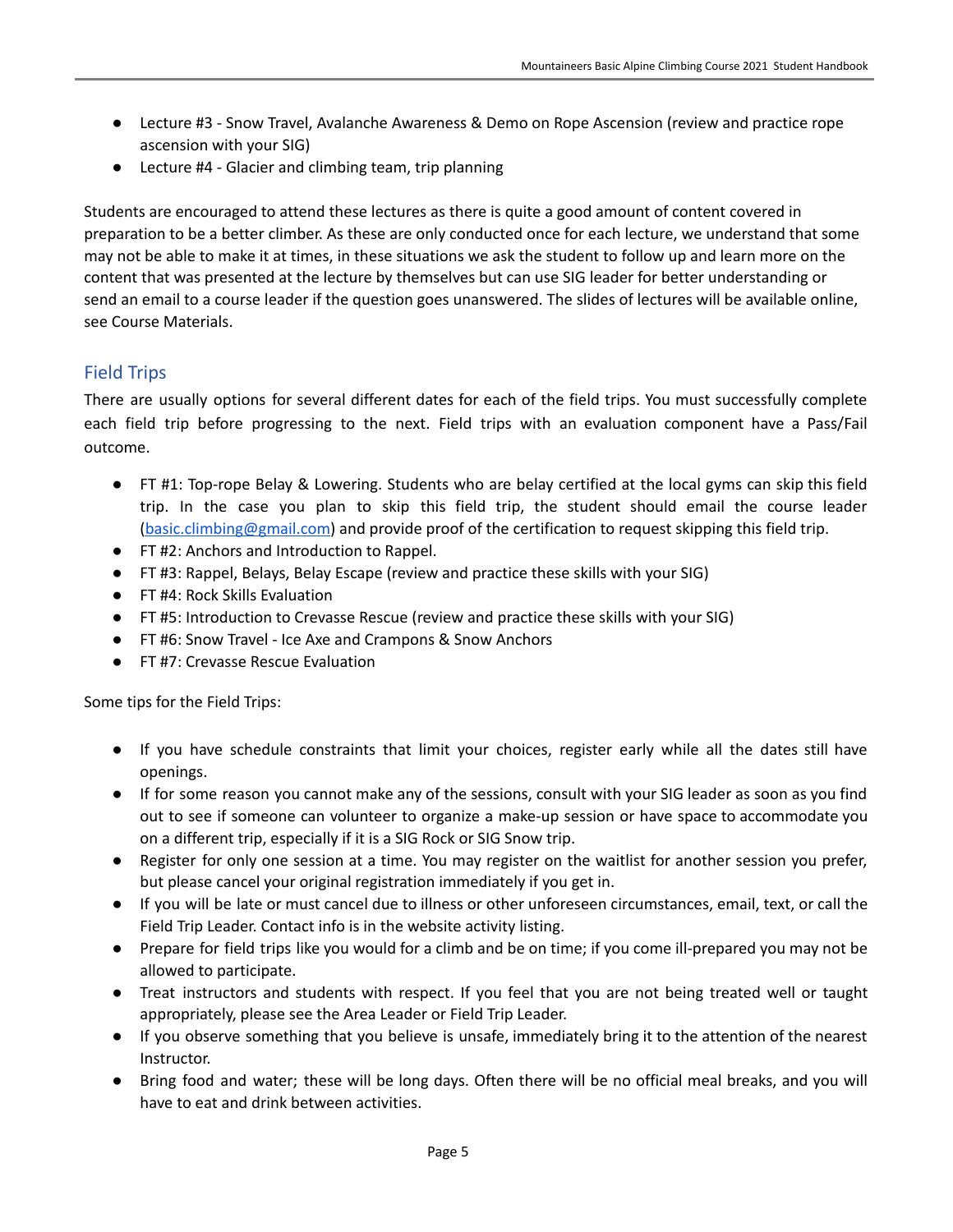- Lecture #3 - Snow Travel, Avalanche Awareness & Demo on Rope Ascension (review and practice rope ascension with your SIG)
- Lecture #4 - Glacier and climbing team, trip planning

Students are encouraged to attend these lectures as there is quite a good amount of content covered in preparation to be a better climber. As these are only conducted once for each lecture, we understand that some may not be able to make it at times, in these situations we ask the student to follow up and learn more on the content that was presented at the lecture by themselves but can use SIG leader for better understanding or send an email to a course leader if the question goes unanswered. The slides of lectures will be available online, see Course Materials.

## Field Trips

There are usually options for several different dates for each of the field trips. You must successfully complete each field trip before progressing to the next. Field trips with an evaluation component have a Pass/Fail outcome.

- FT #1: Top-rope Belay & Lowering. Students who are belay certified at the local gyms can skip this field trip. In the case you plan to skip this field trip, the student should email the course leader (basic.climbing@gmail.com) and provide proof of the certification to request skipping this field trip.
- FT #2: Anchors and Introduction to Rappel.
- FT #3: Rappel, Belays, Belay Escape (review and practice these skills with your SIG)
- FT #4: Rock Skills Evaluation
- FT #5: Introduction to Crevasse Rescue (review and practice these skills with your SIG)
- FT #6: Snow Travel - Ice Axe and Crampons & Snow Anchors
- FT #7: Crevasse Rescue Evaluation

Some tips for the Field Trips:

- If you have schedule constraints that limit your choices, register early while all the dates still have openings.
- If for some reason you cannot make any of the sessions, consult with your SIG leader as soon as you find out to see if someone can volunteer to organize a make-up session or have space to accommodate you on a different trip, especially if it is a SIG Rock or SIG Snow trip.
- Register for only one session at a time. You may register on the waitlist for another session you prefer, but please cancel your original registration immediately if you get in.
- If you will be late or must cancel due to illness or other unforeseen circumstances, email, text, or call the Field Trip Leader. Contact info is in the website activity listing.
- Prepare for field trips like you would for a climb and be on time; if you come ill-prepared you may not be allowed to participate.
- Treat instructors and students with respect. If you feel that you are not being treated well or taught appropriately, please see the Area Leader or Field Trip Leader.
- If you observe something that you believe is unsafe, immediately bring it to the attention of the nearest Instructor.
- Bring food and water; these will be long days. Often there will be no official meal breaks, and you will have to eat and drink between activities.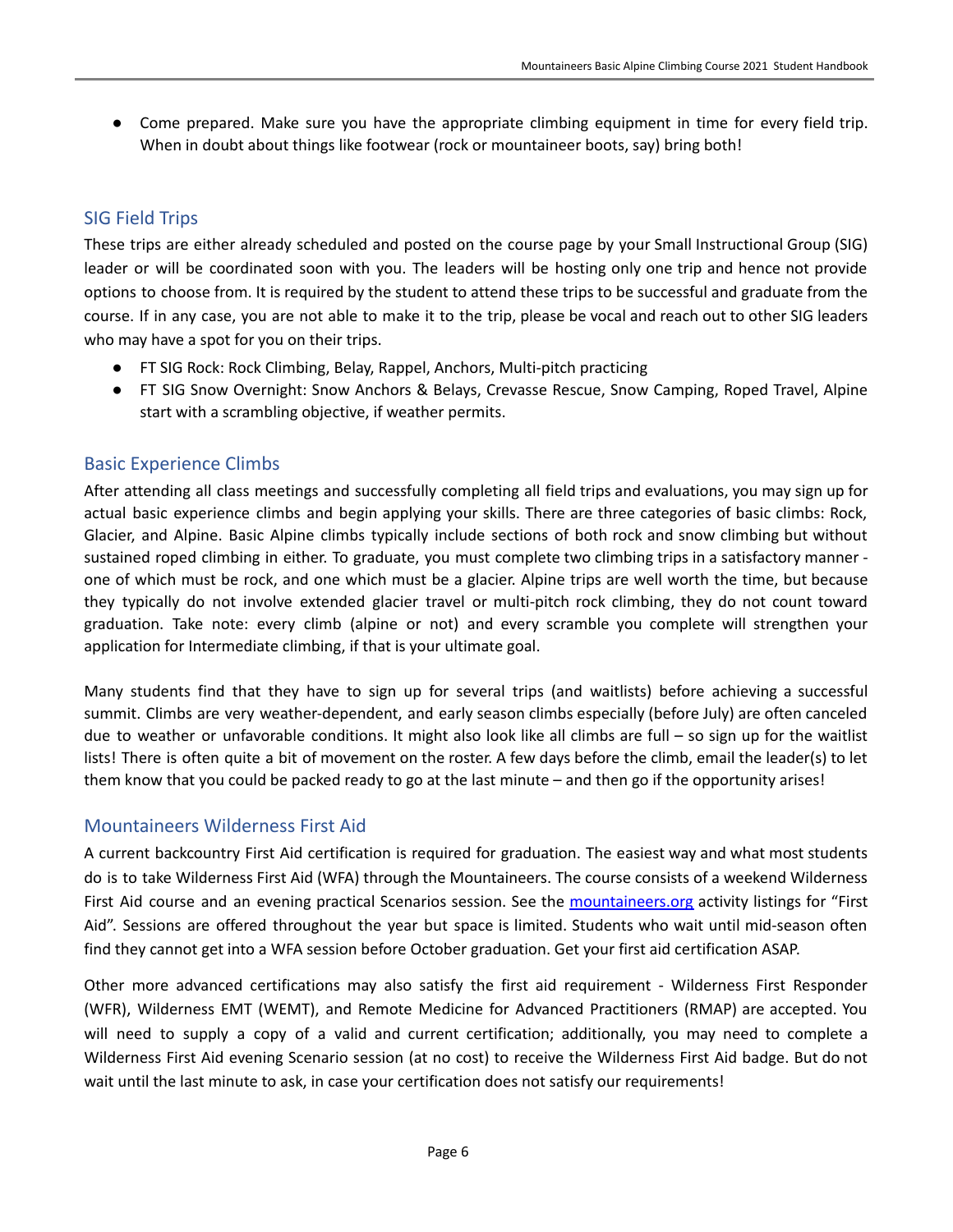- Come prepared. Make sure you have the appropriate climbing equipment in time for every field trip. When in doubt about things like footwear (rock or mountaineer boots, say) bring both!

## SIG Field Trips

These trips are either already scheduled and posted on the course page by your Small Instructional Group (SIG) leader or will be coordinated soon with you. The leaders will be hosting only one trip and hence not provide options to choose from. It is required by the student to attend these trips to be successful and graduate from the course. If in any case, you are not able to make it to the trip, please be vocal and reach out to other SIG leaders who may have a spot for you on their trips.

- FT SIG Rock: Rock Climbing, Belay, Rappel, Anchors, Multi-pitch practicing
- FT SIG Snow Overnight: Snow Anchors & Belays, Crevasse Rescue, Snow Camping, Roped Travel, Alpine start with a scrambling objective, if weather permits.

## Basic Experience Climbs

After attending all class meetings and successfully completing all field trips and evaluations, you may sign up for actual basic experience climbs and begin applying your skills. There are three categories of basic climbs: Rock, Glacier, and Alpine. Basic Alpine climbs typically include sections of both rock and snow climbing but without sustained roped climbing in either. To graduate, you must complete two climbing trips in a satisfactory manner - one of which must be rock, and one which must be a glacier. Alpine trips are well worth the time, but because they typically do not involve extended glacier travel or multi-pitch rock climbing, they do not count toward graduation. Take note: every climb (alpine or not) and every scramble you complete will strengthen your application for Intermediate climbing, if that is your ultimate goal.

Many students find that they have to sign up for several trips (and waitlists) before achieving a successful summit. Climbs are very weather-dependent, and early season climbs especially (before July) are often canceled due to weather or unfavorable conditions. It might also look like all climbs are full – so sign up for the waitlist lists! There is often quite a bit of movement on the roster. A few days before the climb, email the leader(s) to let them know that you could be packed ready to go at the last minute – and then go if the opportunity arises!

## Mountaineers Wilderness First Aid

A current backcountry First Aid certification is required for graduation. The easiest way and what most students do is to take Wilderness First Aid (WFA) through the Mountaineers. The course consists of a weekend Wilderness First Aid course and an evening practical Scenarios session. See the [mountaineers.org](mountaineers.org) activity listings for "First Aid". Sessions are offered throughout the year but space is limited. Students who wait until mid-season often find they cannot get into a WFA session before October graduation. Get your first aid certification ASAP.

Other more advanced certifications may also satisfy the first aid requirement - Wilderness First Responder (WFR), Wilderness EMT (WEMT), and Remote Medicine for Advanced Practitioners (RMAP) are accepted. You will need to supply a copy of a valid and current certification; additionally, you may need to complete a Wilderness First Aid evening Scenario session (at no cost) to receive the Wilderness First Aid badge. But do not wait until the last minute to ask, in case your certification does not satisfy our requirements!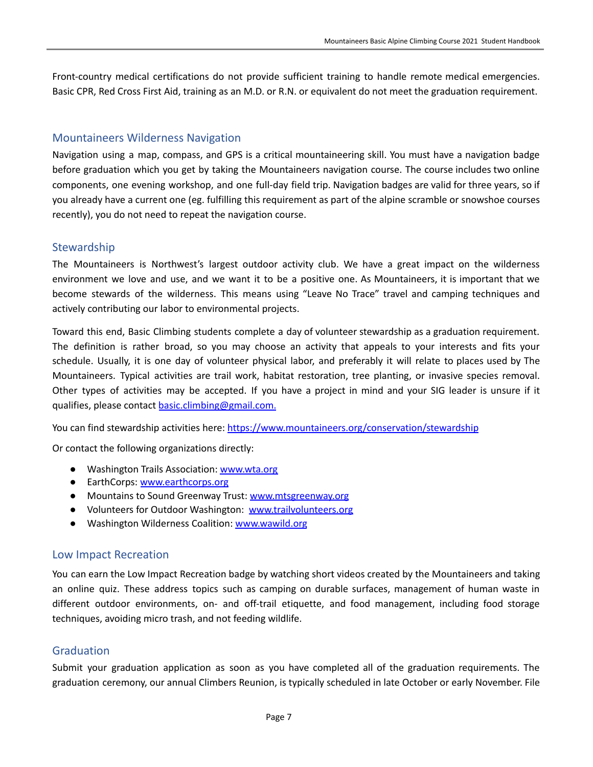Front-country medical certifications do not provide sufficient training to handle remote medical emergencies. Basic CPR, Red Cross First Aid, training as an M.D. or R.N. or equivalent do not meet the graduation requirement.

## Mountaineers Wilderness Navigation

Navigation using a map, compass, and GPS is a critical mountaineering skill. You must have a navigation badge before graduation which you get by taking the Mountaineers navigation course. The course includes two online components, one evening workshop, and one full-day field trip. Navigation badges are valid for three years, so if you already have a current one (eg. fulfilling this requirement as part of the alpine scramble or snowshoe courses recently), you do not need to repeat the navigation course.

## Stewardship

The Mountaineers is Northwest's largest outdoor activity club. We have a great impact on the wilderness environment we love and use, and we want it to be a positive one. As Mountaineers, it is important that we become stewards of the wilderness. This means using "Leave No Trace" travel and camping techniques and actively contributing our labor to environmental projects.

Toward this end, Basic Climbing students complete a day of volunteer stewardship as a graduation requirement. The definition is rather broad, so you may choose an activity that appeals to your interests and fits your schedule. Usually, it is one day of volunteer physical labor, and preferably it will relate to places used by The Mountaineers. Typical activities are trail work, habitat restoration, tree planting, or invasive species removal. Other types of activities may be accepted. If you have a project in mind and your SIG leader is unsure if it qualifies, please contact basic.climbing@gmail.com.

You can find stewardship activities here: https://www.mountaineers.org/conservation/stewardship

Or contact the following organizations directly:

- Washington Trails Association: www.wta.org
- EarthCorps: www.earthcorps.org
- Mountains to Sound Greenway Trust: www.mtsgreenway.org
- Volunteers for Outdoor Washington: www.trailvolunteers.org
- Washington Wilderness Coalition: www.wawild.org

## Low Impact Recreation

You can earn the Low Impact Recreation badge by watching short videos created by the Mountaineers and taking an online quiz. These address topics such as camping on durable surfaces, management of human waste in different outdoor environments, on- and off-trail etiquette, and food management, including food storage techniques, avoiding micro trash, and not feeding wildlife.

## Graduation

Submit your graduation application as soon as you have completed all of the graduation requirements. The graduation ceremony, our annual Climbers Reunion, is typically scheduled in late October or early November. File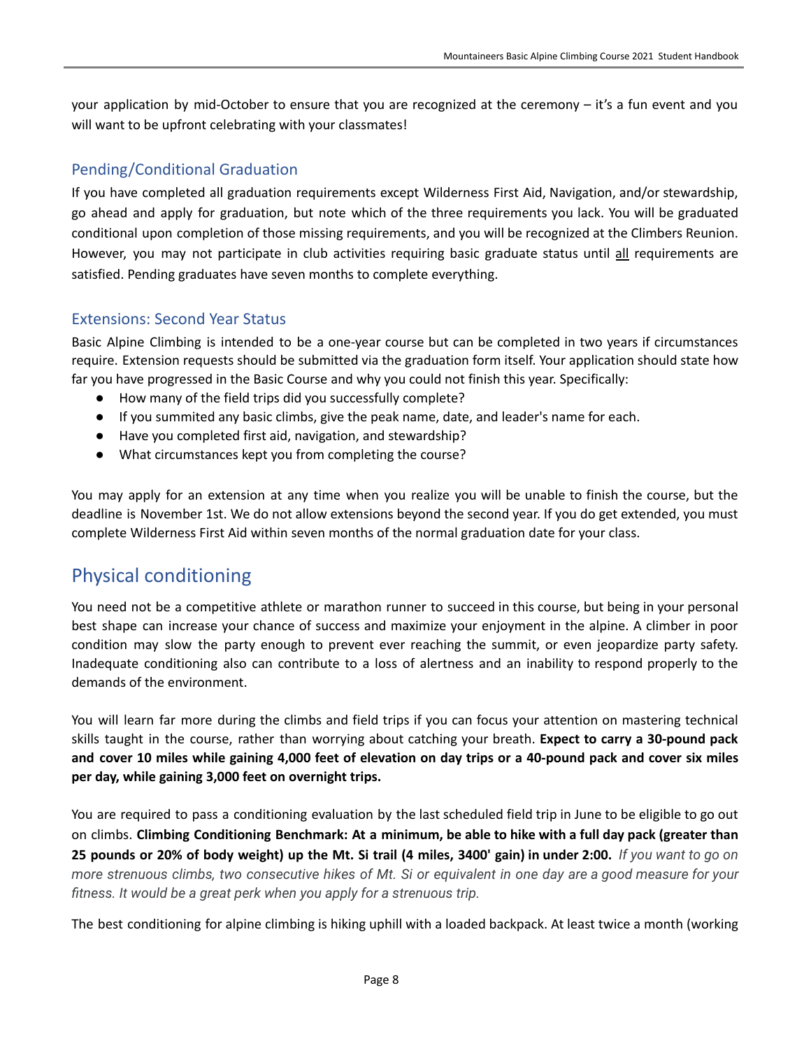your application by mid-October to ensure that you are recognized at the ceremony – it's a fun event and you will want to be upfront celebrating with your classmates!

### Pending/Conditional Graduation

If you have completed all graduation requirements except Wilderness First Aid, Navigation, and/or stewardship, go ahead and apply for graduation, but note which of the three requirements you lack. You will be graduated conditional upon completion of those missing requirements, and you will be recognized at the Climbers Reunion. However, you may not participate in club activities requiring basic graduate status until <u>all</u> requirements are satisfied. Pending graduates have seven months to complete everything.

### Extensions: Second Year Status

Basic Alpine Climbing is intended to be a one-year course but can be completed in two years if circumstances require. Extension requests should be submitted via the graduation form itself. Your application should state how far you have progressed in the Basic Course and why you could not finish this year. Specifically:

- How many of the field trips did you successfully complete?
- If you summited any basic climbs, give the peak name, date, and leader's name for each.
- Have you completed first aid, navigation, and stewardship?
- What circumstances kept you from completing the course?

You may apply for an extension at any time when you realize you will be unable to finish the course, but the deadline is November 1st. We do not allow extensions beyond the second year. If you do get extended, you must complete Wilderness First Aid within seven months of the normal graduation date for your class.

## Physical conditioning

You need not be a competitive athlete or marathon runner to succeed in this course, but being in your personal best shape can increase your chance of success and maximize your enjoyment in the alpine. A climber in poor condition may slow the party enough to prevent ever reaching the summit, or even jeopardize party safety. Inadequate conditioning also can contribute to a loss of alertness and an inability to respond properly to the demands of the environment.

You will learn far more during the climbs and field trips if you can focus your attention on mastering technical skills taught in the course, rather than worrying about catching your breath. **Expect to carry a 30-pound pack and cover 10 miles while gaining 4,000 feet of elevation on day trips or a 40-pound pack and cover six miles per day, while gaining 3,000 feet on overnight trips.**

You are required to pass a conditioning evaluation by the last scheduled field trip in June to be eligible to go out on climbs. **Climbing Conditioning Benchmark: At a minimum, be able to hike with a full day pack (greater than 25 pounds or 20% of body weight) up the Mt. Si trail (4 miles, 3400' gain) in under 2:00.** *If you want to go on more strenuous climbs, two consecutive hikes of Mt. Si or equivalent in one day are a good measure for your fitness. It would be a great perk when you apply for a strenuous trip.*

The best conditioning for alpine climbing is hiking uphill with a loaded backpack. At least twice a month (working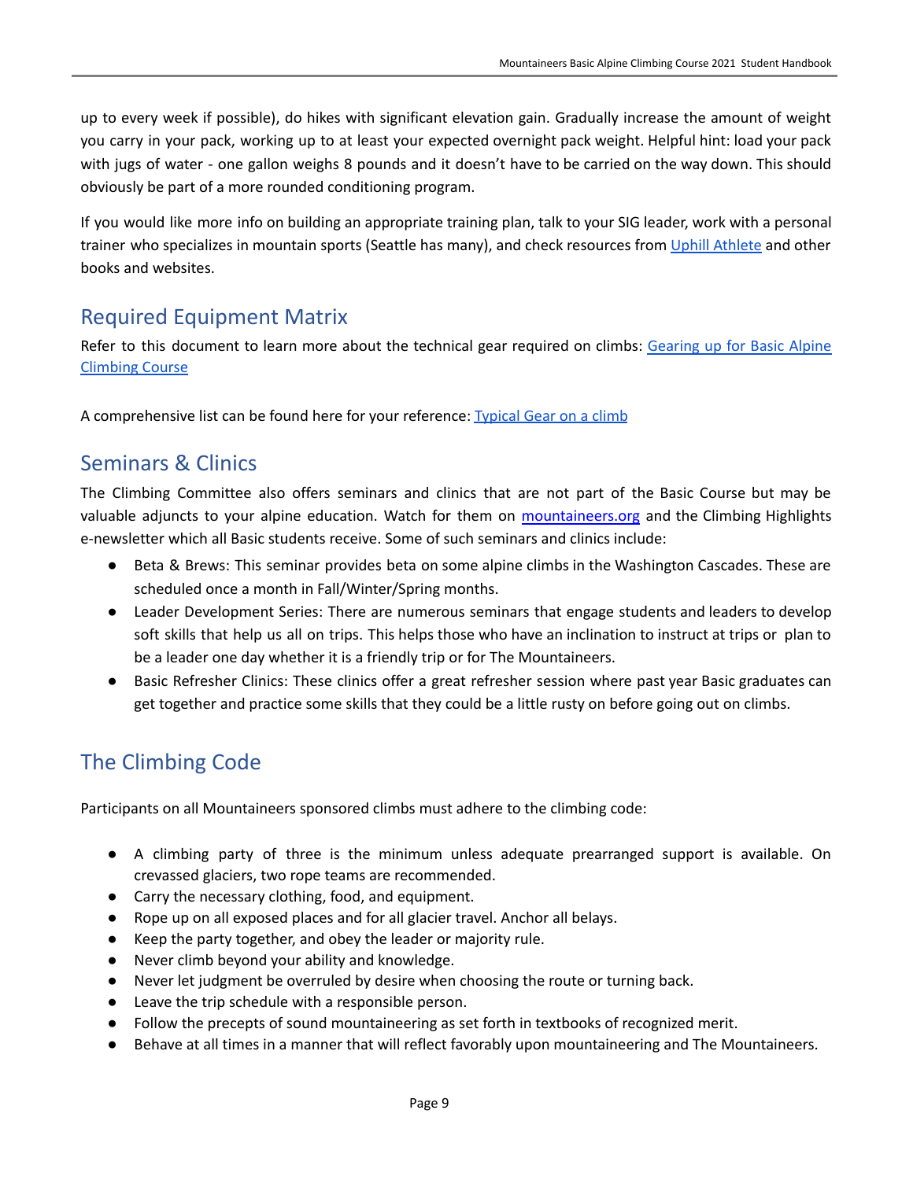up to every week if possible), do hikes with significant elevation gain. Gradually increase the amount of weight you carry in your pack, working up to at least your expected overnight pack weight. Helpful hint: load your pack with jugs of water - one gallon weighs 8 pounds and it doesn't have to be carried on the way down. This should obviously be part of a more rounded conditioning program.

If you would like more info on building an appropriate training plan, talk to your SIG leader, work with a personal trainer who specializes in mountain sports (Seattle has many), and check resources from Uphill Athlete and other books and websites.

## Required Equipment Matrix

Refer to this document to learn more about the technical gear required on climbs: Gearing up for Basic Alpine Climbing Course

A comprehensive list can be found here for your reference: Typical Gear on a climb

## Seminars & Clinics

The Climbing Committee also offers seminars and clinics that are not part of the Basic Course but may be valuable adjuncts to your alpine education. Watch for them on mountaineers.org and the Climbing Highlights e-newsletter which all Basic students receive. Some of such seminars and clinics include:

- Beta & Brews: This seminar provides beta on some alpine climbs in the Washington Cascades. These are scheduled once a month in Fall/Winter/Spring months.
- Leader Development Series: There are numerous seminars that engage students and leaders to develop soft skills that help us all on trips. This helps those who have an inclination to instruct at trips or plan to be a leader one day whether it is a friendly trip or for The Mountaineers.
- Basic Refresher Clinics: These clinics offer a great refresher session where past year Basic graduates can get together and practice some skills that they could be a little rusty on before going out on climbs.

## The Climbing Code

Participants on all Mountaineers sponsored climbs must adhere to the climbing code:

- A climbing party of three is the minimum unless adequate prearranged support is available. On crevassed glaciers, two rope teams are recommended.
- Carry the necessary clothing, food, and equipment.
- Rope up on all exposed places and for all glacier travel. Anchor all belays.
- Keep the party together, and obey the leader or majority rule.
- Never climb beyond your ability and knowledge.
- Never let judgment be overruled by desire when choosing the route or turning back.
- Leave the trip schedule with a responsible person.
- Follow the precepts of sound mountaineering as set forth in textbooks of recognized merit.
- Behave at all times in a manner that will reflect favorably upon mountaineering and The Mountaineers.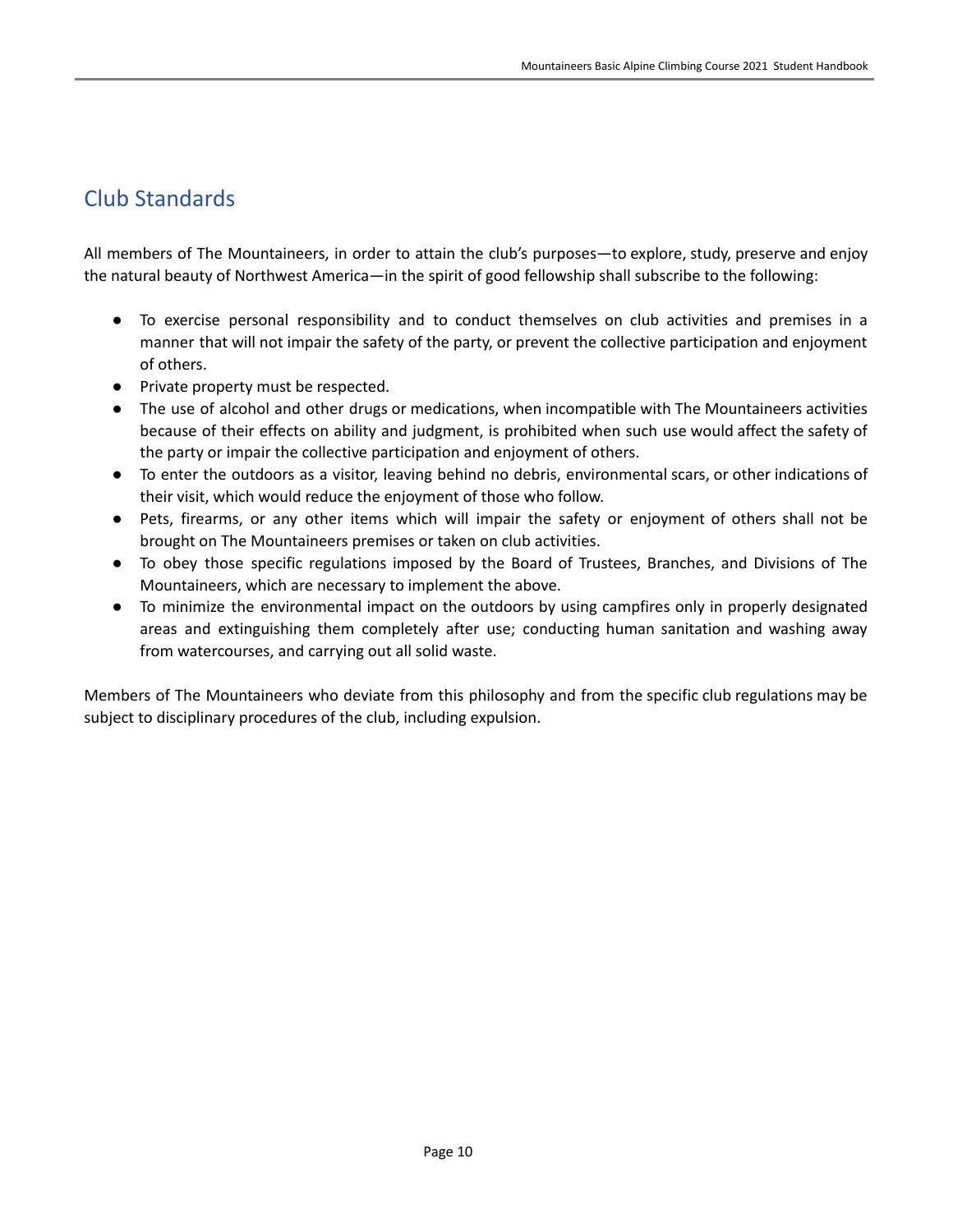## Club Standards

All members of The Mountaineers, in order to attain the club's purposes—to explore, study, preserve and enjoy the natural beauty of Northwest America—in the spirit of good fellowship shall subscribe to the following:

- To exercise personal responsibility and to conduct themselves on club activities and premises in a manner that will not impair the safety of the party, or prevent the collective participation and enjoyment of others.
- Private property must be respected.
- The use of alcohol and other drugs or medications, when incompatible with The Mountaineers activities because of their effects on ability and judgment, is prohibited when such use would affect the safety of the party or impair the collective participation and enjoyment of others.
- To enter the outdoors as a visitor, leaving behind no debris, environmental scars, or other indications of their visit, which would reduce the enjoyment of those who follow.
- Pets, firearms, or any other items which will impair the safety or enjoyment of others shall not be brought on The Mountaineers premises or taken on club activities.
- To obey those specific regulations imposed by the Board of Trustees, Branches, and Divisions of The Mountaineers, which are necessary to implement the above.
- To minimize the environmental impact on the outdoors by using campfires only in properly designated areas and extinguishing them completely after use; conducting human sanitation and washing away from watercourses, and carrying out all solid waste.

Members of The Mountaineers who deviate from this philosophy and from the specific club regulations may be subject to disciplinary procedures of the club, including expulsion.